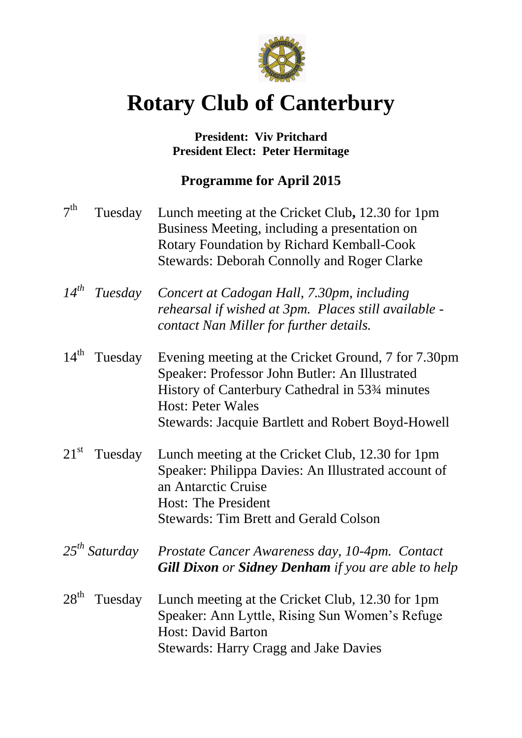# Rotary Club of Canterbury

**President: Viv Pritchard**
**President Elect: Peter Hermitage**

## Programme for April 2015

7th Tuesday — Lunch meeting at the Cricket Club**,** 12.30 for 1pm
Business Meeting, including a presentation on Rotary Foundation by Richard Kemball-Cook
Stewards: Deborah Connolly and Roger Clarke

*14th Tuesday — Concert at Cadogan Hall, 7.30pm, including rehearsal if wished at 3pm. Places still available - contact Nan Miller for further details.*

14th Tuesday — Evening meeting at the Cricket Ground, 7 for 7.30pm
Speaker: Professor John Butler: An Illustrated History of Canterbury Cathedral in 53¾ minutes
Host: Peter Wales
Stewards: Jacquie Bartlett and Robert Boyd-Howell

21st Tuesday — Lunch meeting at the Cricket Club, 12.30 for 1pm
Speaker: Philippa Davies: An Illustrated account of an Antarctic Cruise
Host: The President
Stewards: Tim Brett and Gerald Colson

*25th Saturday — Prostate Cancer Awareness day, 10-4pm. Contact* ***Gill Dixon*** *or* ***Sidney Denham*** *if you are able to help*

28th Tuesday — Lunch meeting at the Cricket Club, 12.30 for 1pm
Speaker: Ann Lyttle, Rising Sun Women's Refuge
Host: David Barton
Stewards: Harry Cragg and Jake Davies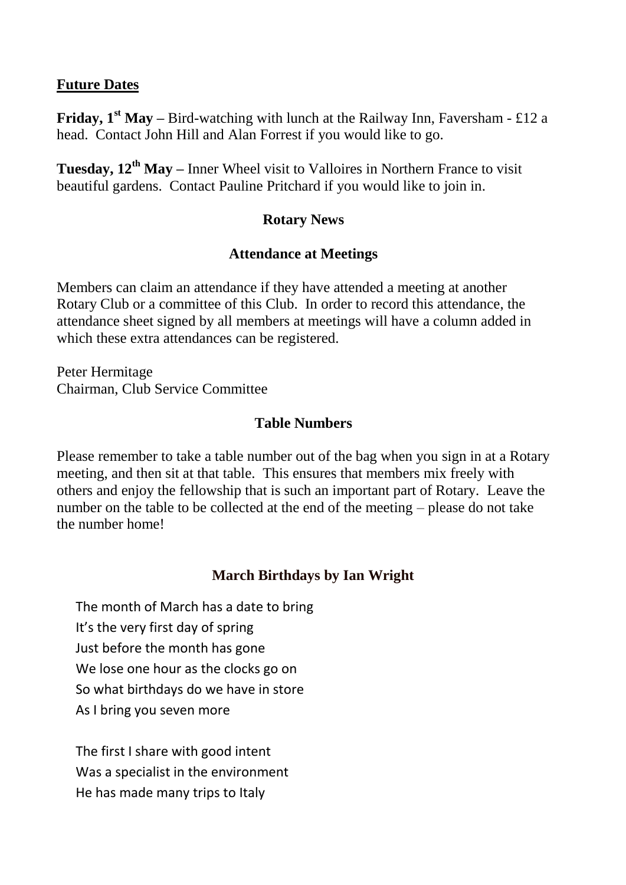## Future Dates

**Friday, 1st May –** Bird-watching with lunch at the Railway Inn, Faversham - £12 a head. Contact John Hill and Alan Forrest if you would like to go.

**Tuesday, 12th May –** Inner Wheel visit to Valloires in Northern France to visit beautiful gardens. Contact Pauline Pritchard if you would like to join in.

### Rotary News

### Attendance at Meetings

Members can claim an attendance if they have attended a meeting at another Rotary Club or a committee of this Club. In order to record this attendance, the attendance sheet signed by all members at meetings will have a column added in which these extra attendances can be registered.

Peter Hermitage
Chairman, Club Service Committee

### Table Numbers

Please remember to take a table number out of the bag when you sign in at a Rotary meeting, and then sit at that table. This ensures that members mix freely with others and enjoy the fellowship that is such an important part of Rotary. Leave the number on the table to be collected at the end of the meeting – please do not take the number home!

### March Birthdays by Ian Wright

The month of March has a date to bring
It's the very first day of spring
Just before the month has gone
We lose one hour as the clocks go on
So what birthdays do we have in store
As I bring you seven more

The first I share with good intent
Was a specialist in the environment
He has made many trips to Italy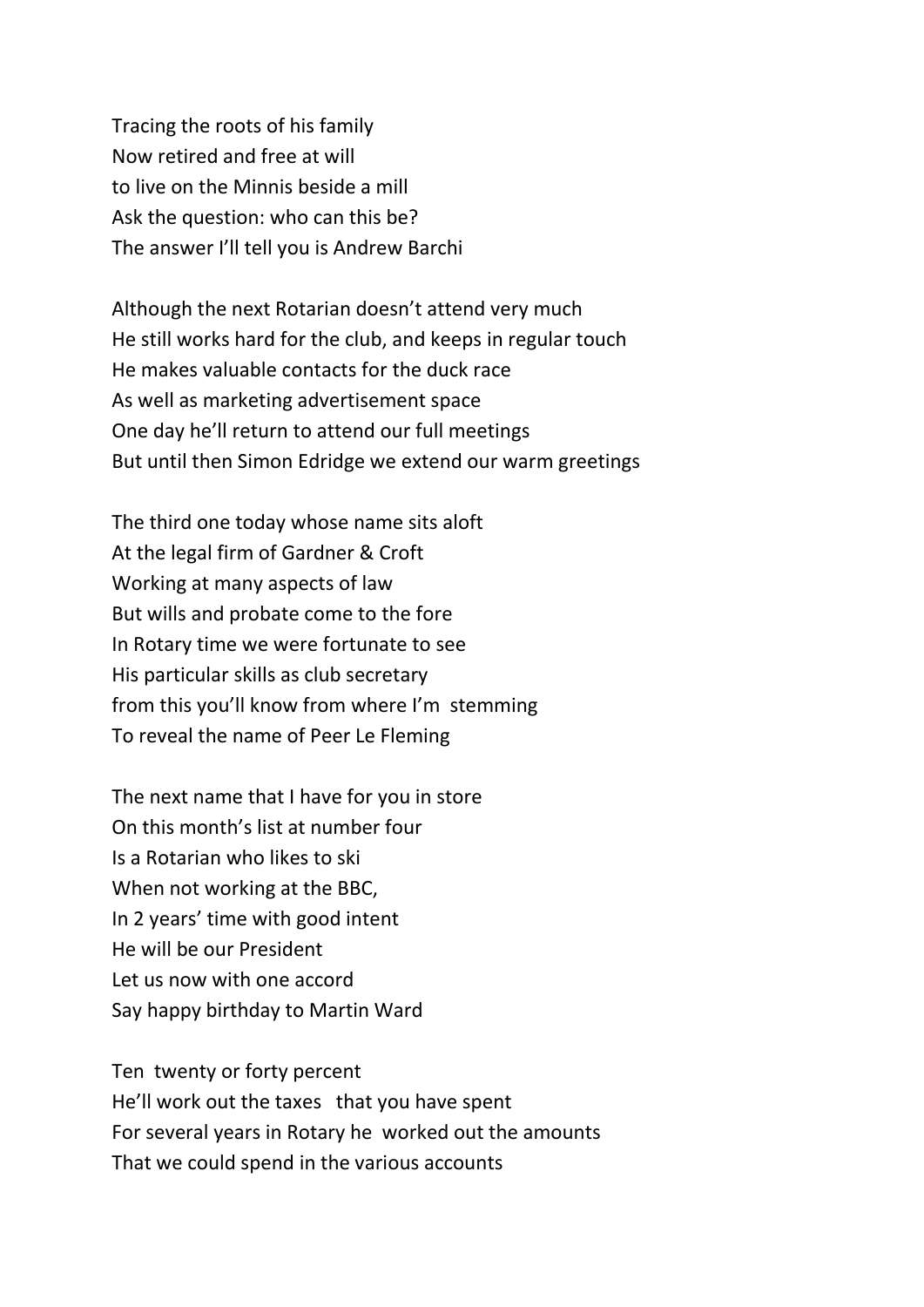Tracing the roots of his family
Now retired and free at will
to live on the Minnis beside a mill
Ask the question: who can this be?
The answer I'll tell you is Andrew Barchi

Although the next Rotarian doesn't attend very much
He still works hard for the club, and keeps in regular touch
He makes valuable contacts for the duck race
As well as marketing advertisement space
One day he'll return to attend our full meetings
But until then Simon Edridge we extend our warm greetings

The third one today whose name sits aloft
At the legal firm of Gardner & Croft
Working at many aspects of law
But wills and probate come to the fore
In Rotary time we were fortunate to see
His particular skills as club secretary
from this you'll know from where I'm  stemming
To reveal the name of Peer Le Fleming

The next name that I have for you in store
On this month's list at number four
Is a Rotarian who likes to ski
When not working at the BBC,
In 2 years' time with good intent
He will be our President
Let us now with one accord
Say happy birthday to Martin Ward

Ten  twenty or forty percent
He'll work out the taxes   that you have spent
For several years in Rotary he  worked out the amounts
That we could spend in the various accounts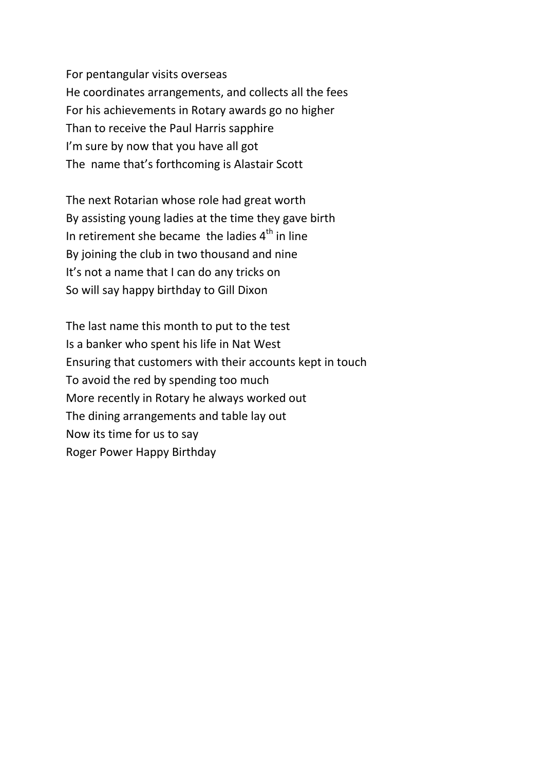For pentangular visits overseas  
He coordinates arrangements, and collects all the fees  
For his achievements in Rotary awards go no higher  
Than to receive the Paul Harris sapphire  
I'm sure by now that you have all got  
The name that's forthcoming is Alastair Scott

The next Rotarian whose role had great worth  
By assisting young ladies at the time they gave birth  
In retirement she became the ladies 4th in line  
By joining the club in two thousand and nine  
It's not a name that I can do any tricks on  
So will say happy birthday to Gill Dixon

The last name this month to put to the test  
Is a banker who spent his life in Nat West  
Ensuring that customers with their accounts kept in touch  
To avoid the red by spending too much  
More recently in Rotary he always worked out  
The dining arrangements and table lay out  
Now its time for us to say  
Roger Power Happy Birthday